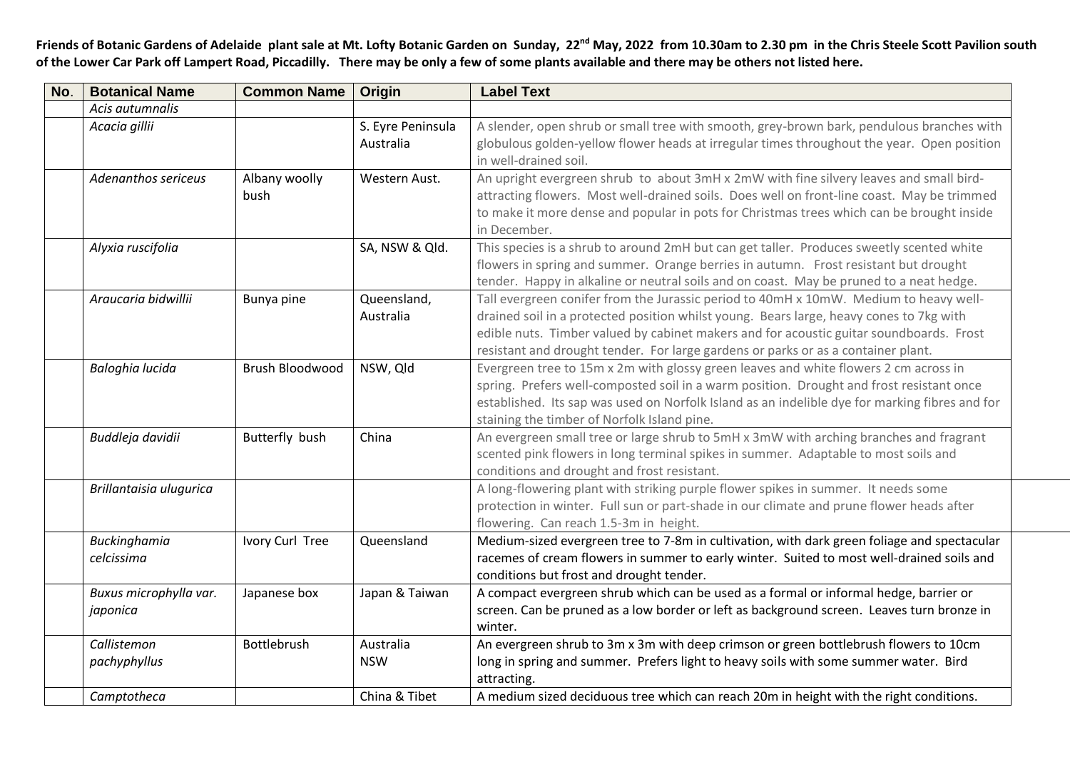**Friends of Botanic Gardens of Adelaide plant sale at Mt. Lofty Botanic Garden on Sunday, 22nd May, 2022 from 10.30am to 2.30 pm in the Chris Steele Scott Pavilion south of the Lower Car Park off Lampert Road, Piccadilly. There may be only a few of some plants available and there may be others not listed here.**

| No. | Botanical Name | Common Name | Origin | Label Text |
|---|---|---|---|---|
| | *Acis autumnalis* | | | |
| | *Acacia gillii* | | S. Eyre Peninsula Australia | A slender, open shrub or small tree with smooth, grey-brown bark, pendulous branches with globulous golden-yellow flower heads at irregular times throughout the year. Open position in well-drained soil. |
| | *Adenanthos sericeus* | Albany woolly bush | Western Aust. | An upright evergreen shrub to about 3mH x 2mW with fine silvery leaves and small bird-attracting flowers. Most well-drained soils. Does well on front-line coast. May be trimmed to make it more dense and popular in pots for Christmas trees which can be brought inside in December. |
| | *Alyxia ruscifolia* | | SA, NSW & Qld. | This species is a shrub to around 2mH but can get taller. Produces sweetly scented white flowers in spring and summer. Orange berries in autumn. Frost resistant but drought tender. Happy in alkaline or neutral soils and on coast. May be pruned to a neat hedge. |
| | *Araucaria bidwillii* | Bunya pine | Queensland, Australia | Tall evergreen conifer from the Jurassic period to 40mH x 10mW. Medium to heavy well-drained soil in a protected position whilst young. Bears large, heavy cones to 7kg with edible nuts. Timber valued by cabinet makers and for acoustic guitar soundboards. Frost resistant and drought tender. For large gardens or parks or as a container plant. |
| | *Baloghia lucida* | Brush Bloodwood | NSW, Qld | Evergreen tree to 15m x 2m with glossy green leaves and white flowers 2 cm across in spring. Prefers well-composted soil in a warm position. Drought and frost resistant once established. Its sap was used on Norfolk Island as an indelible dye for marking fibres and for staining the timber of Norfolk Island pine. |
| | *Buddleja davidii* | Butterfly bush | China | An evergreen small tree or large shrub to 5mH x 3mW with arching branches and fragrant scented pink flowers in long terminal spikes in summer. Adaptable to most soils and conditions and drought and frost resistant. |
| | *Brillantaisia ulugurica* | | | A long-flowering plant with striking purple flower spikes in summer. It needs some protection in winter. Full sun or part-shade in our climate and prune flower heads after flowering. Can reach 1.5-3m in height. |
| | *Buckinghamia celcissima* | Ivory Curl Tree | Queensland | Medium-sized evergreen tree to 7-8m in cultivation, with dark green foliage and spectacular racemes of cream flowers in summer to early winter. Suited to most well-drained soils and conditions but frost and drought tender. |
| | *Buxus microphylla var. japonica* | Japanese box | Japan & Taiwan | A compact evergreen shrub which can be used as a formal or informal hedge, barrier or screen. Can be pruned as a low border or left as background screen. Leaves turn bronze in winter. |
| | *Callistemon pachyphyllus* | Bottlebrush | Australia NSW | An evergreen shrub to 3m x 3m with deep crimson or green bottlebrush flowers to 10cm long in spring and summer. Prefers light to heavy soils with some summer water. Bird attracting. |
| | *Camptotheca* | | China & Tibet | A medium sized deciduous tree which can reach 20m in height with the right conditions. |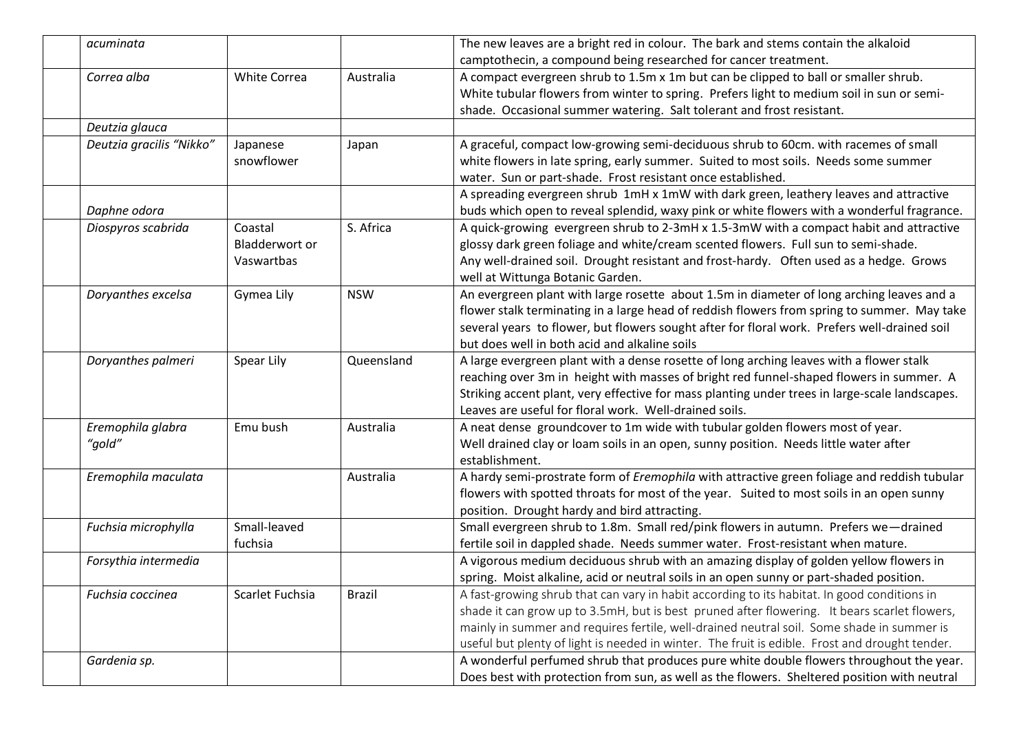|  |  |  |  |  |
|---|---|---|---|---|
|  | *acuminata* |  |  | The new leaves are a bright red in colour. The bark and stems contain the alkaloid camptothecin, a compound being researched for cancer treatment. |
|  | *Correa alba* | White Correa | Australia | A compact evergreen shrub to 1.5m x 1m but can be clipped to ball or smaller shrub. White tubular flowers from winter to spring. Prefers light to medium soil in sun or semi-shade. Occasional summer watering. Salt tolerant and frost resistant. |
|  | *Deutzia glauca* |  |  |  |
|  | *Deutzia gracilis "Nikko"* | Japanese snowflower | Japan | A graceful, compact low-growing semi-deciduous shrub to 60cm. with racemes of small white flowers in late spring, early summer. Suited to most soils. Needs some summer water. Sun or part-shade. Frost resistant once established. |
|  | *Daphne odora* |  |  | A spreading evergreen shrub 1mH x 1mW with dark green, leathery leaves and attractive buds which open to reveal splendid, waxy pink or white flowers with a wonderful fragrance. |
|  | *Diospyros scabrida* | Coastal Bladderwort or Vaswartbas | S. Africa | A quick-growing evergreen shrub to 2-3mH x 1.5-3mW with a compact habit and attractive glossy dark green foliage and white/cream scented flowers. Full sun to semi-shade. Any well-drained soil. Drought resistant and frost-hardy. Often used as a hedge. Grows well at Wittunga Botanic Garden. |
|  | *Doryanthes excelsa* | Gymea Lily | NSW | An evergreen plant with large rosette about 1.5m in diameter of long arching leaves and a flower stalk terminating in a large head of reddish flowers from spring to summer. May take several years to flower, but flowers sought after for floral work. Prefers well-drained soil but does well in both acid and alkaline soils |
|  | *Doryanthes palmeri* | Spear Lily | Queensland | A large evergreen plant with a dense rosette of long arching leaves with a flower stalk reaching over 3m in height with masses of bright red funnel-shaped flowers in summer. A Striking accent plant, very effective for mass planting under trees in large-scale landscapes. Leaves are useful for floral work. Well-drained soils. |
|  | *Eremophila glabra "gold"* | Emu bush | Australia | A neat dense groundcover to 1m wide with tubular golden flowers most of year. Well drained clay or loam soils in an open, sunny position. Needs little water after establishment. |
|  | *Eremophila maculata* |  | Australia | A hardy semi-prostrate form of *Eremophila* with attractive green foliage and reddish tubular flowers with spotted throats for most of the year. Suited to most soils in an open sunny position. Drought hardy and bird attracting. |
|  | *Fuchsia microphylla* | Small-leaved fuchsia |  | Small evergreen shrub to 1.8m. Small red/pink flowers in autumn. Prefers we—drained fertile soil in dappled shade. Needs summer water. Frost-resistant when mature. |
|  | *Forsythia intermedia* |  |  | A vigorous medium deciduous shrub with an amazing display of golden yellow flowers in spring. Moist alkaline, acid or neutral soils in an open sunny or part-shaded position. |
|  | *Fuchsia coccinea* | Scarlet Fuchsia | Brazil | A fast-growing shrub that can vary in habit according to its habitat. In good conditions in shade it can grow up to 3.5mH, but is best pruned after flowering. It bears scarlet flowers, mainly in summer and requires fertile, well-drained neutral soil. Some shade in summer is useful but plenty of light is needed in winter. The fruit is edible. Frost and drought tender. |
|  | *Gardenia sp.* |  |  | A wonderful perfumed shrub that produces pure white double flowers throughout the year. Does best with protection from sun, as well as the flowers. Sheltered position with neutral |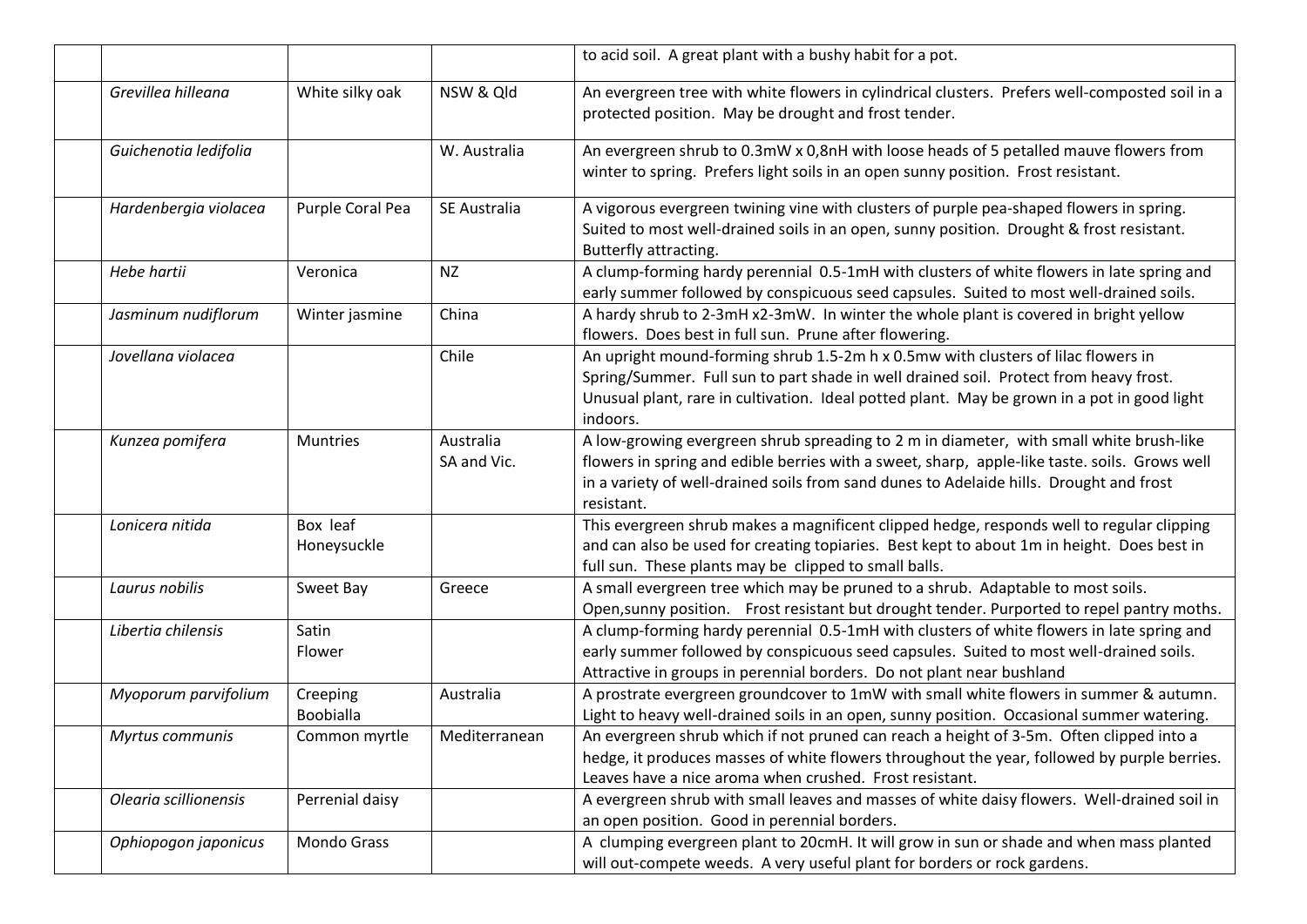| | | | | |
|---|---|---|---|---|
| | | | | to acid soil. A great plant with a bushy habit for a pot. |
| | *Grevillea hilleana* | White silky oak | NSW & Qld | An evergreen tree with white flowers in cylindrical clusters. Prefers well-composted soil in a protected position. May be drought and frost tender. |
| | *Guichenotia ledifolia* | | W. Australia | An evergreen shrub to 0.3mW x 0,8nH with loose heads of 5 petalled mauve flowers from winter to spring. Prefers light soils in an open sunny position. Frost resistant. |
| | *Hardenbergia violacea* | Purple Coral Pea | SE Australia | A vigorous evergreen twining vine with clusters of purple pea-shaped flowers in spring. Suited to most well-drained soils in an open, sunny position. Drought & frost resistant. Butterfly attracting. |
| | *Hebe hartii* | Veronica | NZ | A clump-forming hardy perennial 0.5-1mH with clusters of white flowers in late spring and early summer followed by conspicuous seed capsules. Suited to most well-drained soils. |
| | *Jasminum nudiflorum* | Winter jasmine | China | A hardy shrub to 2-3mH x2-3mW. In winter the whole plant is covered in bright yellow flowers. Does best in full sun. Prune after flowering. |
| | *Jovellana violacea* | | Chile | An upright mound-forming shrub 1.5-2m h x 0.5mw with clusters of lilac flowers in Spring/Summer. Full sun to part shade in well drained soil. Protect from heavy frost. Unusual plant, rare in cultivation. Ideal potted plant. May be grown in a pot in good light indoors. |
| | *Kunzea pomifera* | Muntries | Australia SA and Vic. | A low-growing evergreen shrub spreading to 2 m in diameter, with small white brush-like flowers in spring and edible berries with a sweet, sharp, apple-like taste. soils. Grows well in a variety of well-drained soils from sand dunes to Adelaide hills. Drought and frost resistant. |
| | *Lonicera nitida* | Box leaf Honeysuckle | | This evergreen shrub makes a magnificent clipped hedge, responds well to regular clipping and can also be used for creating topiaries. Best kept to about 1m in height. Does best in full sun. These plants may be clipped to small balls. |
| | *Laurus nobilis* | Sweet Bay | Greece | A small evergreen tree which may be pruned to a shrub. Adaptable to most soils. Open,sunny position. Frost resistant but drought tender. Purported to repel pantry moths. |
| | *Libertia chilensis* | Satin Flower | | A clump-forming hardy perennial 0.5-1mH with clusters of white flowers in late spring and early summer followed by conspicuous seed capsules. Suited to most well-drained soils. Attractive in groups in perennial borders. Do not plant near bushland |
| | *Myoporum parvifolium* | Creeping Boobialla | Australia | A prostrate evergreen groundcover to 1mW with small white flowers in summer & autumn. Light to heavy well-drained soils in an open, sunny position. Occasional summer watering. |
| | *Myrtus communis* | Common myrtle | Mediterranean | An evergreen shrub which if not pruned can reach a height of 3-5m. Often clipped into a hedge, it produces masses of white flowers throughout the year, followed by purple berries. Leaves have a nice aroma when crushed. Frost resistant. |
| | *Olearia scillionensis* | Perrenial daisy | | A evergreen shrub with small leaves and masses of white daisy flowers. Well-drained soil in an open position. Good in perennial borders. |
| | *Ophiopogon japonicus* | Mondo Grass | | A clumping evergreen plant to 20cmH. It will grow in sun or shade and when mass planted will out-compete weeds. A very useful plant for borders or rock gardens. |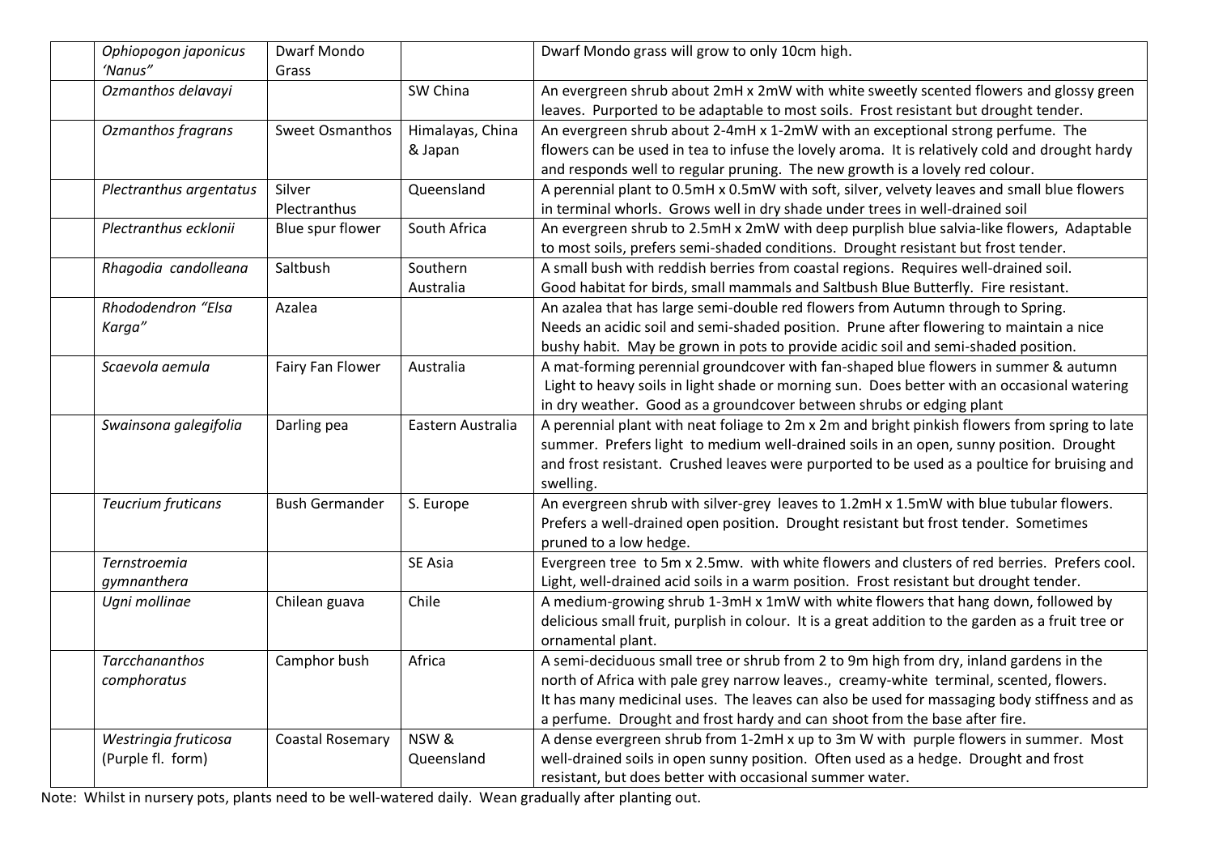| | | | | |
|---|---|---|---|---|
| | *Ophiopogon japonicus 'Nanus"* | Dwarf Mondo Grass | | Dwarf Mondo grass will grow to only 10cm high. |
| | *Ozmanthos delavayi* | | SW China | An evergreen shrub about 2mH x 2mW with white sweetly scented flowers and glossy green leaves. Purported to be adaptable to most soils. Frost resistant but drought tender. |
| | *Ozmanthos fragrans* | Sweet Osmanthos | Himalayas, China & Japan | An evergreen shrub about 2-4mH x 1-2mW with an exceptional strong perfume. The flowers can be used in tea to infuse the lovely aroma. It is relatively cold and drought hardy and responds well to regular pruning. The new growth is a lovely red colour. |
| | *Plectranthus argentatus* | Silver Plectranthus | Queensland | A perennial plant to 0.5mH x 0.5mW with soft, silver, velvety leaves and small blue flowers in terminal whorls. Grows well in dry shade under trees in well-drained soil |
| | *Plectranthus ecklonii* | Blue spur flower | South Africa | An evergreen shrub to 2.5mH x 2mW with deep purplish blue salvia-like flowers, Adaptable to most soils, prefers semi-shaded conditions. Drought resistant but frost tender. |
| | *Rhagodia candolleana* | Saltbush | Southern Australia | A small bush with reddish berries from coastal regions. Requires well-drained soil. Good habitat for birds, small mammals and Saltbush Blue Butterfly. Fire resistant. |
| | *Rhododendron "Elsa Karga"* | Azalea | | An azalea that has large semi-double red flowers from Autumn through to Spring. Needs an acidic soil and semi-shaded position. Prune after flowering to maintain a nice bushy habit. May be grown in pots to provide acidic soil and semi-shaded position. |
| | *Scaevola aemula* | Fairy Fan Flower | Australia | A mat-forming perennial groundcover with fan-shaped blue flowers in summer & autumn Light to heavy soils in light shade or morning sun. Does better with an occasional watering in dry weather. Good as a groundcover between shrubs or edging plant |
| | *Swainsona galegifolia* | Darling pea | Eastern Australia | A perennial plant with neat foliage to 2m x 2m and bright pinkish flowers from spring to late summer. Prefers light to medium well-drained soils in an open, sunny position. Drought and frost resistant. Crushed leaves were purported to be used as a poultice for bruising and swelling. |
| | *Teucrium fruticans* | Bush Germander | S. Europe | An evergreen shrub with silver-grey leaves to 1.2mH x 1.5mW with blue tubular flowers. Prefers a well-drained open position. Drought resistant but frost tender. Sometimes pruned to a low hedge. |
| | *Ternstroemia gymnanthera* | | SE Asia | Evergreen tree to 5m x 2.5mw. with white flowers and clusters of red berries. Prefers cool. Light, well-drained acid soils in a warm position. Frost resistant but drought tender. |
| | *Ugni mollinae* | Chilean guava | Chile | A medium-growing shrub 1-3mH x 1mW with white flowers that hang down, followed by delicious small fruit, purplish in colour. It is a great addition to the garden as a fruit tree or ornamental plant. |
| | *Tarcchananthos comphoratus* | Camphor bush | Africa | A semi-deciduous small tree or shrub from 2 to 9m high from dry, inland gardens in the north of Africa with pale grey narrow leaves., creamy-white terminal, scented, flowers. It has many medicinal uses. The leaves can also be used for massaging body stiffness and as a perfume. Drought and frost hardy and can shoot from the base after fire. |
| | *Westringia fruticosa* (Purple fl. form) | Coastal Rosemary | NSW & Queensland | A dense evergreen shrub from 1-2mH x up to 3m W with purple flowers in summer. Most well-drained soils in open sunny position. Often used as a hedge. Drought and frost resistant, but does better with occasional summer water. |

Note: Whilst in nursery pots, plants need to be well-watered daily. Wean gradually after planting out.